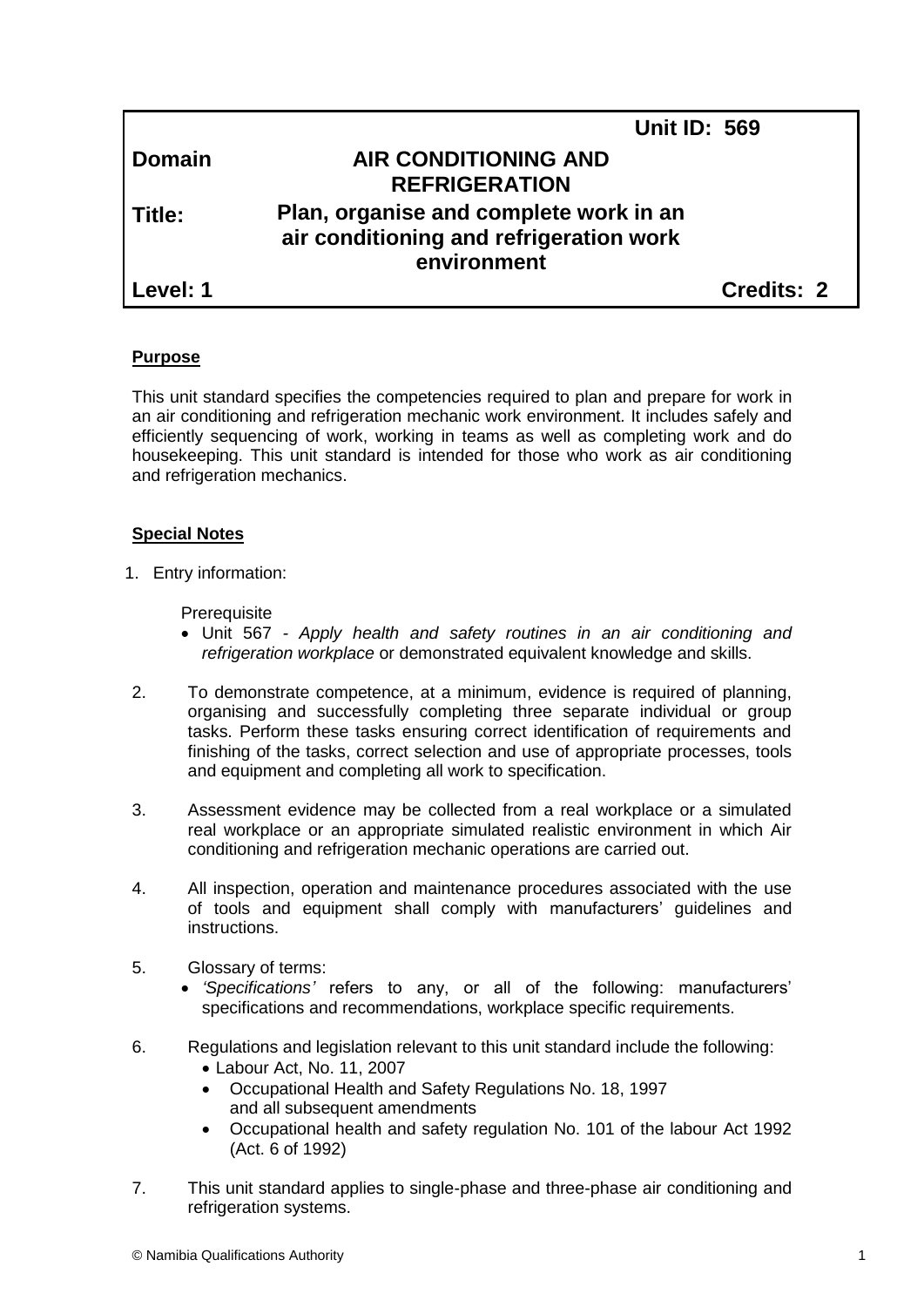| | Unit ID: 569 |
|---|---|
| **Domain** | **AIR CONDITIONING AND REFRIGERATION** |
| **Title:** | **Plan, organise and complete work in an air conditioning and refrigeration work environment** |
| **Level: 1** | **Credits: 2** |

**Purpose**

This unit standard specifies the competencies required to plan and prepare for work in an air conditioning and refrigeration mechanic work environment. It includes safely and efficiently sequencing of work, working in teams as well as completing work and do housekeeping. This unit standard is intended for those who work as air conditioning and refrigeration mechanics.

**Special Notes**

1. Entry information:

   Prerequisite
   - Unit 567 - *Apply health and safety routines in an air conditioning and refrigeration workplace* or demonstrated equivalent knowledge and skills.

2. To demonstrate competence, at a minimum, evidence is required of planning, organising and successfully completing three separate individual or group tasks. Perform these tasks ensuring correct identification of requirements and finishing of the tasks, correct selection and use of appropriate processes, tools and equipment and completing all work to specification.

3. Assessment evidence may be collected from a real workplace or a simulated real workplace or an appropriate simulated realistic environment in which Air conditioning and refrigeration mechanic operations are carried out.

4. All inspection, operation and maintenance procedures associated with the use of tools and equipment shall comply with manufacturers' guidelines and instructions.

5. Glossary of terms:
   - *'Specifications'* refers to any, or all of the following: manufacturers' specifications and recommendations, workplace specific requirements.

6. Regulations and legislation relevant to this unit standard include the following:
   - Labour Act, No. 11, 2007
   - Occupational Health and Safety Regulations No. 18, 1997 and all subsequent amendments
   - Occupational health and safety regulation No. 101 of the labour Act 1992 (Act. 6 of 1992)

7. This unit standard applies to single-phase and three-phase air conditioning and refrigeration systems.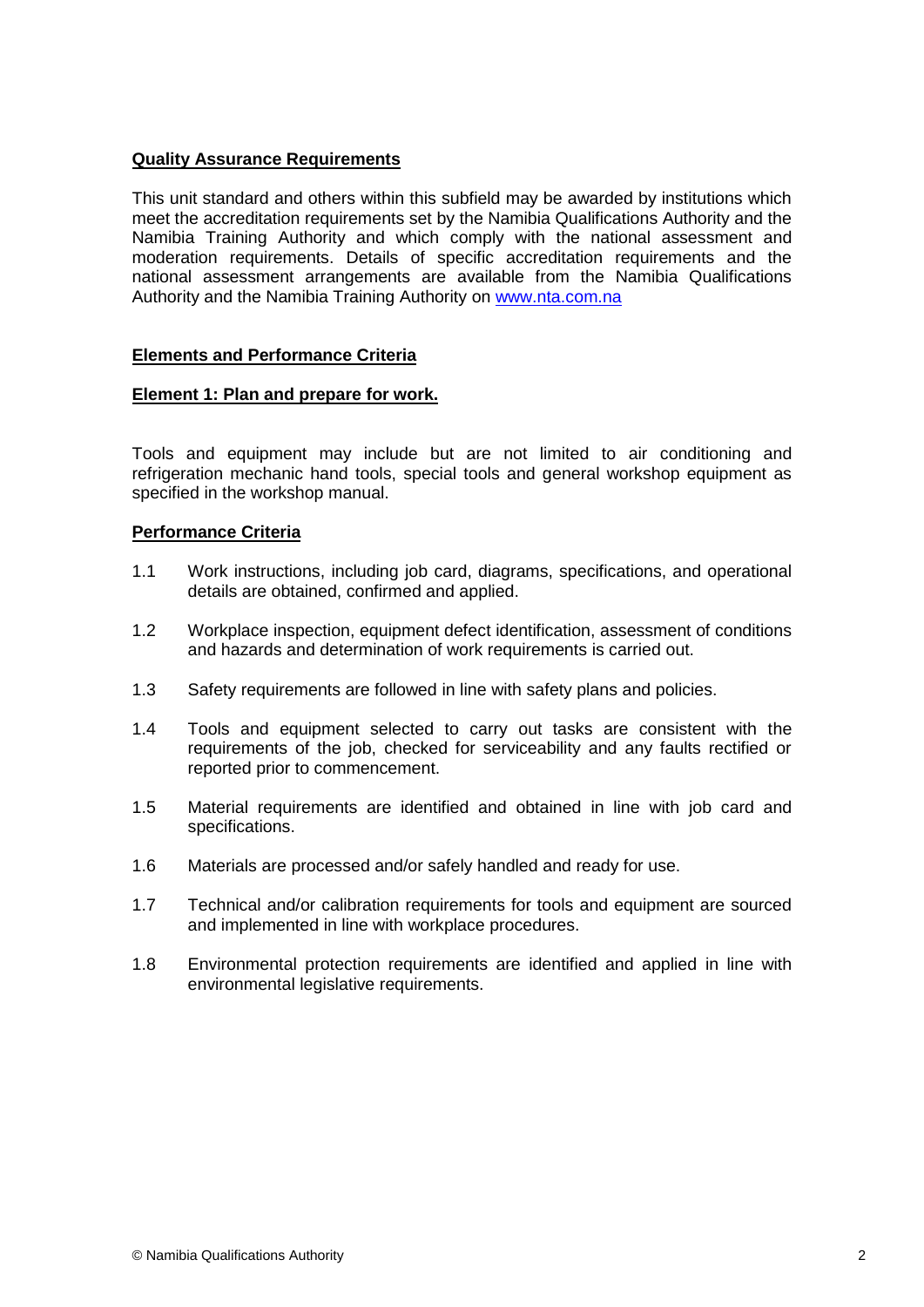**Quality Assurance Requirements**

This unit standard and others within this subfield may be awarded by institutions which meet the accreditation requirements set by the Namibia Qualifications Authority and the Namibia Training Authority and which comply with the national assessment and moderation requirements. Details of specific accreditation requirements and the national assessment arrangements are available from the Namibia Qualifications Authority and the Namibia Training Authority on [www.nta.com.na](www.nta.com.na)

**Elements and Performance Criteria**

**Element 1: Plan and prepare for work.**

Tools and equipment may include but are not limited to air conditioning and refrigeration mechanic hand tools, special tools and general workshop equipment as specified in the workshop manual.

**Performance Criteria**

1.1 Work instructions, including job card, diagrams, specifications, and operational details are obtained, confirmed and applied.

1.2 Workplace inspection, equipment defect identification, assessment of conditions and hazards and determination of work requirements is carried out.

1.3 Safety requirements are followed in line with safety plans and policies.

1.4 Tools and equipment selected to carry out tasks are consistent with the requirements of the job, checked for serviceability and any faults rectified or reported prior to commencement.

1.5 Material requirements are identified and obtained in line with job card and specifications.

1.6 Materials are processed and/or safely handled and ready for use.

1.7 Technical and/or calibration requirements for tools and equipment are sourced and implemented in line with workplace procedures.

1.8 Environmental protection requirements are identified and applied in line with environmental legislative requirements.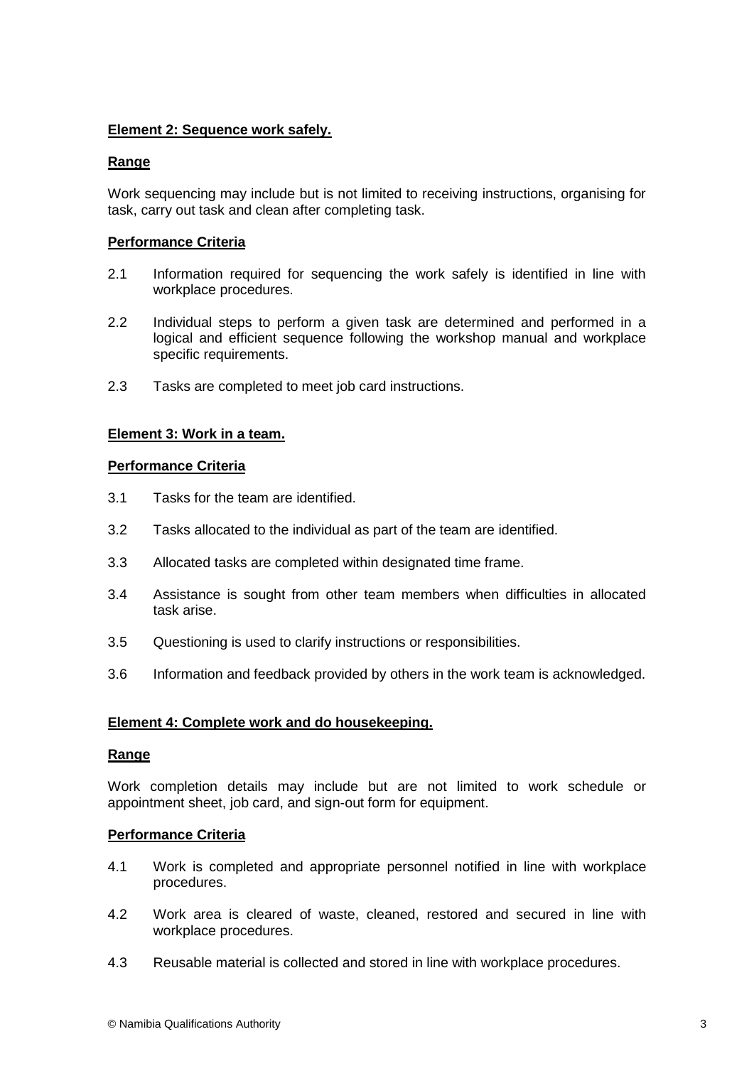**Element 2: Sequence work safely.**

**Range**

Work sequencing may include but is not limited to receiving instructions, organising for task, carry out task and clean after completing task.

**Performance Criteria**

2.1 Information required for sequencing the work safely is identified in line with workplace procedures.

2.2 Individual steps to perform a given task are determined and performed in a logical and efficient sequence following the workshop manual and workplace specific requirements.

2.3 Tasks are completed to meet job card instructions.

**Element 3: Work in a team.**

**Performance Criteria**

3.1 Tasks for the team are identified.

3.2 Tasks allocated to the individual as part of the team are identified.

3.3 Allocated tasks are completed within designated time frame.

3.4 Assistance is sought from other team members when difficulties in allocated task arise.

3.5 Questioning is used to clarify instructions or responsibilities.

3.6 Information and feedback provided by others in the work team is acknowledged.

**Element 4: Complete work and do housekeeping.**

**Range**

Work completion details may include but are not limited to work schedule or appointment sheet, job card, and sign-out form for equipment.

**Performance Criteria**

4.1 Work is completed and appropriate personnel notified in line with workplace procedures.

4.2 Work area is cleared of waste, cleaned, restored and secured in line with workplace procedures.

4.3 Reusable material is collected and stored in line with workplace procedures.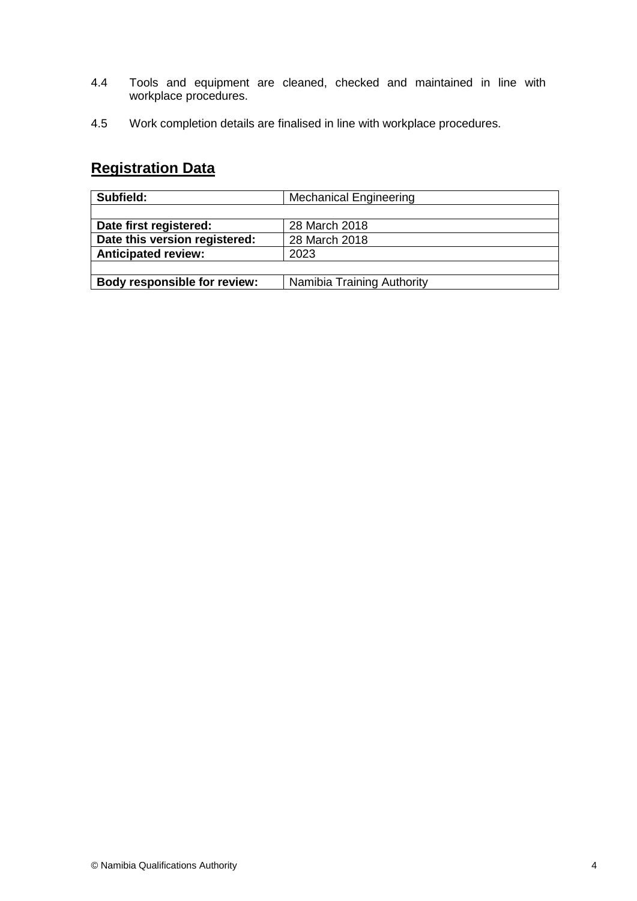4.4 Tools and equipment are cleaned, checked and maintained in line with workplace procedures.

4.5 Work completion details are finalised in line with workplace procedures.

## Registration Data

| | |
|---|---|
| **Subfield:** | Mechanical Engineering |
| | |
| **Date first registered:** | 28 March 2018 |
| **Date this version registered:** | 28 March 2018 |
| **Anticipated review:** | 2023 |
| | |
| **Body responsible for review:** | Namibia Training Authority |

© Namibia Qualifications Authority